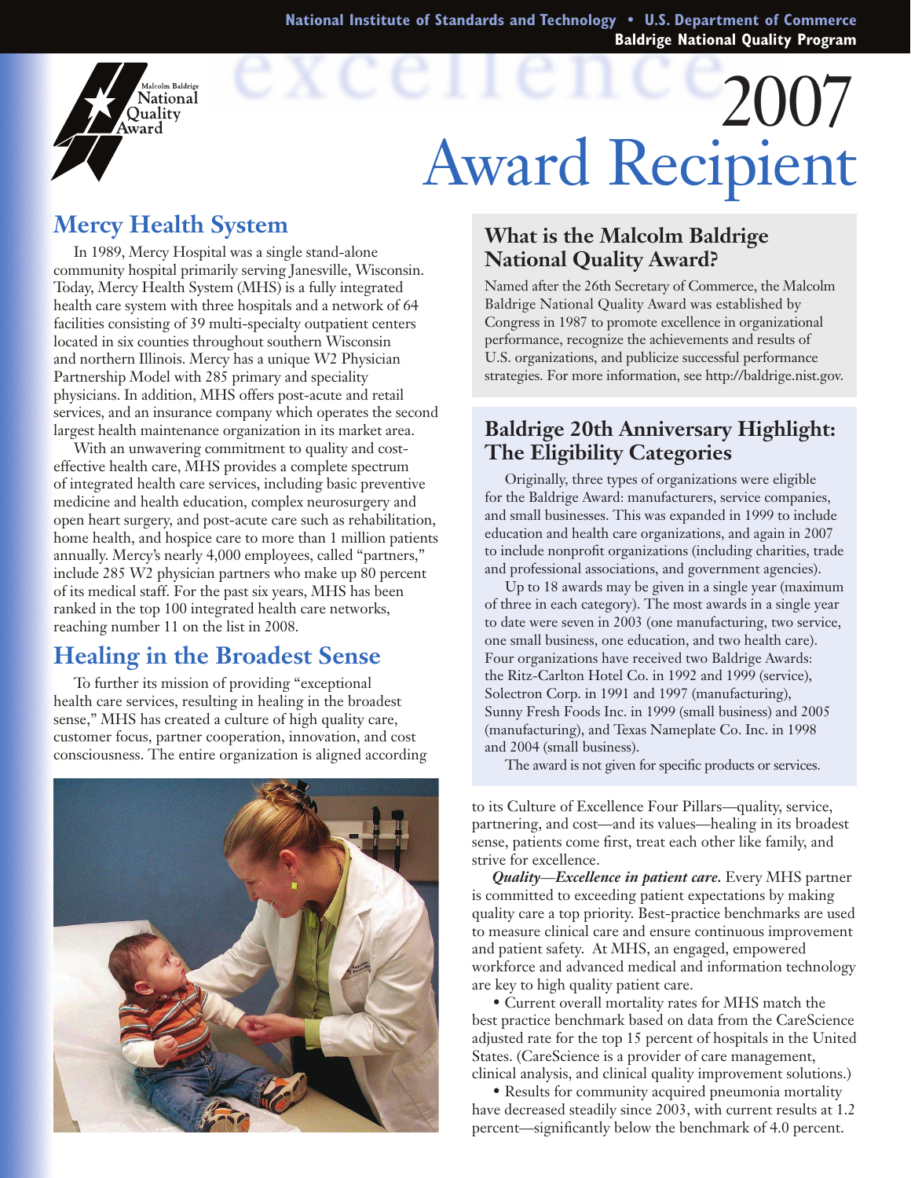# 2007 Award Recipient

## Mercy Health System

In 1989, Mercy Hospital was a single stand-alone community hospital primarily serving Janesville, Wisconsin. Today, Mercy Health System (MHS) is a fully integrated health care system with three hospitals and a network of 64 facilities consisting of 39 multi-specialty outpatient centers located in six counties throughout southern Wisconsin and northern Illinois. Mercy has a unique W2 Physician Partnership Model with 285 primary and speciality physicians. In addition, MHS offers post-acute and retail services, and an insurance company which operates the second largest health maintenance organization in its market area.

With an unwavering commitment to quality and cost-effective health care, MHS provides a complete spectrum of integrated health care services, including basic preventive medicine and health education, complex neurosurgery and open heart surgery, and post-acute care such as rehabilitation, home health, and hospice care to more than 1 million patients annually. Mercy's nearly 4,000 employees, called "partners," include 285 W2 physician partners who make up 80 percent of its medical staff. For the past six years, MHS has been ranked in the top 100 integrated health care networks, reaching number 11 on the list in 2008.

## Healing in the Broadest Sense

To further its mission of providing "exceptional health care services, resulting in healing in the broadest sense," MHS has created a culture of high quality care, customer focus, partner cooperation, innovation, and cost consciousness. The entire organization is aligned according to its Culture of Excellence Four Pillars—quality, service, partnering, and cost—and its values—healing in its broadest sense, patients come first, treat each other like family, and strive for excellence.

***Quality—Excellence in patient care.*** Every MHS partner is committed to exceeding patient expectations by making quality care a top priority. Best-practice benchmarks are used to measure clinical care and ensure continuous improvement and patient safety. At MHS, an engaged, empowered workforce and advanced medical and information technology are key to high quality patient care.

- Current overall mortality rates for MHS match the best practice benchmark based on data from the CareScience adjusted rate for the top 15 percent of hospitals in the United States. (CareScience is a provider of care management, clinical analysis, and clinical quality improvement solutions.)
- Results for community acquired pneumonia mortality have decreased steadily since 2003, with current results at 1.2 percent—significantly below the benchmark of 4.0 percent.

## What is the Malcolm Baldrige National Quality Award?

Named after the 26th Secretary of Commerce, the Malcolm Baldrige National Quality Award was established by Congress in 1987 to promote excellence in organizational performance, recognize the achievements and results of U.S. organizations, and publicize successful performance strategies. For more information, see http://baldrige.nist.gov.

## Baldrige 20th Anniversary Highlight: The Eligibility Categories

Originally, three types of organizations were eligible for the Baldrige Award: manufacturers, service companies, and small businesses. This was expanded in 1999 to include education and health care organizations, and again in 2007 to include nonprofit organizations (including charities, trade and professional associations, and government agencies).

Up to 18 awards may be given in a single year (maximum of three in each category). The most awards in a single year to date were seven in 2003 (one manufacturing, two service, one small business, one education, and two health care). Four organizations have received two Baldrige Awards: the Ritz-Carlton Hotel Co. in 1992 and 1999 (service), Solectron Corp. in 1991 and 1997 (manufacturing), Sunny Fresh Foods Inc. in 1999 (small business) and 2005 (manufacturing), and Texas Nameplate Co. Inc. in 1998 and 2004 (small business).

The award is not given for specific products or services.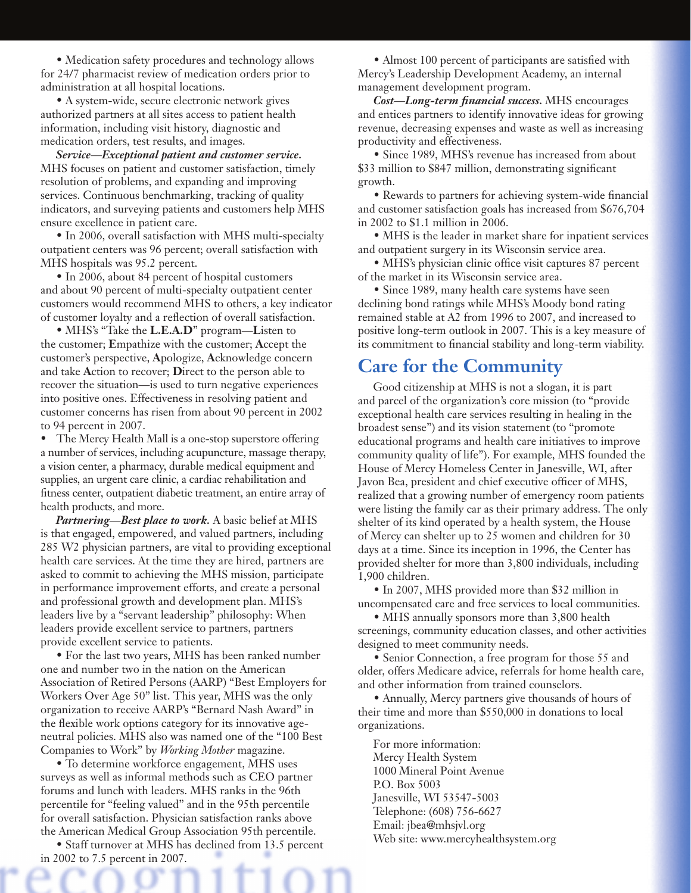• Medication safety procedures and technology allows for 24/7 pharmacist review of medication orders prior to administration at all hospital locations.

• A system-wide, secure electronic network gives authorized partners at all sites access to patient health information, including visit history, diagnostic and medication orders, test results, and images.

***Service—Exceptional patient and customer service.*** MHS focuses on patient and customer satisfaction, timely resolution of problems, and expanding and improving services. Continuous benchmarking, tracking of quality indicators, and surveying patients and customers help MHS ensure excellence in patient care.

• In 2006, overall satisfaction with MHS multi-specialty outpatient centers was 96 percent; overall satisfaction with MHS hospitals was 95.2 percent.

• In 2006, about 84 percent of hospital customers and about 90 percent of multi-specialty outpatient center customers would recommend MHS to others, a key indicator of customer loyalty and a reflection of overall satisfaction.

• MHS's "Take the **L.E.A.D**" program—**L**isten to the customer; **E**mpathize with the customer; **A**ccept the customer's perspective, **A**pologize, **A**cknowledge concern and take **A**ction to recover; **D**irect to the person able to recover the situation—is used to turn negative experiences into positive ones. Effectiveness in resolving patient and customer concerns has risen from about 90 percent in 2002 to 94 percent in 2007.

• The Mercy Health Mall is a one-stop superstore offering a number of services, including acupuncture, massage therapy, a vision center, a pharmacy, durable medical equipment and supplies, an urgent care clinic, a cardiac rehabilitation and fitness center, outpatient diabetic treatment, an entire array of health products, and more.

***Partnering—Best place to work.*** A basic belief at MHS is that engaged, empowered, and valued partners, including 285 W2 physician partners, are vital to providing exceptional health care services. At the time they are hired, partners are asked to commit to achieving the MHS mission, participate in performance improvement efforts, and create a personal and professional growth and development plan. MHS's leaders live by a "servant leadership" philosophy: When leaders provide excellent service to partners, partners provide excellent service to patients.

• For the last two years, MHS has been ranked number one and number two in the nation on the American Association of Retired Persons (AARP) "Best Employers for Workers Over Age 50" list. This year, MHS was the only organization to receive AARP's "Bernard Nash Award" in the flexible work options category for its innovative age-neutral policies. MHS also was named one of the "100 Best Companies to Work" by *Working Mother* magazine.

• To determine workforce engagement, MHS uses surveys as well as informal methods such as CEO partner forums and lunch with leaders. MHS ranks in the 96th percentile for "feeling valued" and in the 95th percentile for overall satisfaction. Physician satisfaction ranks above the American Medical Group Association 95th percentile.

• Staff turnover at MHS has declined from 13.5 percent in 2002 to 7.5 percent in 2007.

• Almost 100 percent of participants are satisfied with Mercy's Leadership Development Academy, an internal management development program.

***Cost—Long-term financial success.*** MHS encourages and entices partners to identify innovative ideas for growing revenue, decreasing expenses and waste as well as increasing productivity and effectiveness.

• Since 1989, MHS's revenue has increased from about $33 million to $847 million, demonstrating significant growth.

• Rewards to partners for achieving system-wide financial and customer satisfaction goals has increased from $676,704 in 2002 to $1.1 million in 2006.

• MHS is the leader in market share for inpatient services and outpatient surgery in its Wisconsin service area.

• MHS's physician clinic office visit captures 87 percent of the market in its Wisconsin service area.

• Since 1989, many health care systems have seen declining bond ratings while MHS's Moody bond rating remained stable at A2 from 1996 to 2007, and increased to positive long-term outlook in 2007. This is a key measure of its commitment to financial stability and long-term viability.

## Care for the Community

Good citizenship at MHS is not a slogan, it is part and parcel of the organization's core mission (to "provide exceptional health care services resulting in healing in the broadest sense") and its vision statement (to "promote educational programs and health care initiatives to improve community quality of life"). For example, MHS founded the House of Mercy Homeless Center in Janesville, WI, after Javon Bea, president and chief executive officer of MHS, realized that a growing number of emergency room patients were listing the family car as their primary address. The only shelter of its kind operated by a health system, the House of Mercy can shelter up to 25 women and children for 30 days at a time. Since its inception in 1996, the Center has provided shelter for more than 3,800 individuals, including 1,900 children.

• In 2007, MHS provided more than $32 million in uncompensated care and free services to local communities.

• MHS annually sponsors more than 3,800 health screenings, community education classes, and other activities designed to meet community needs.

• Senior Connection, a free program for those 55 and older, offers Medicare advice, referrals for home health care, and other information from trained counselors.

• Annually, Mercy partners give thousands of hours of their time and more than $550,000 in donations to local organizations.

For more information:
Mercy Health System
1000 Mineral Point Avenue
P.O. Box 5003
Janesville, WI 53547-5003
Telephone: (608) 756-6627
Email: jbea@mhsjvl.org
Web site: www.mercyhealthsystem.org